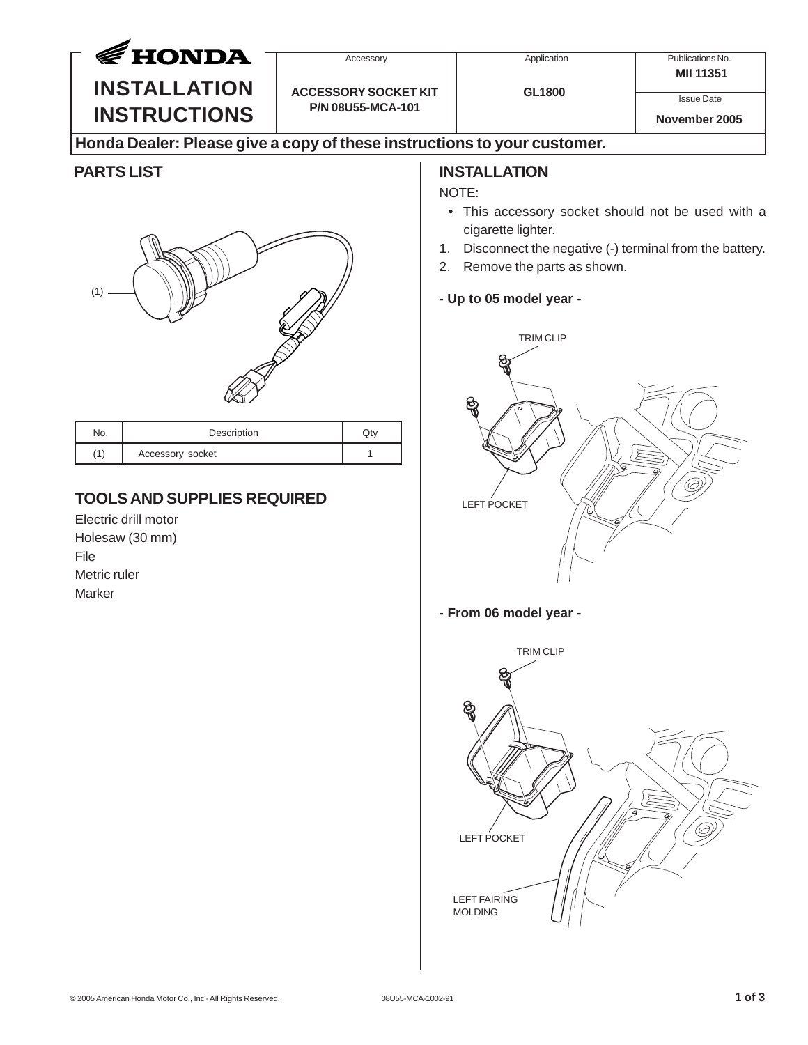# HONDA INSTALLATION INSTRUCTIONS

| Accessory | Application | Publications No. |
| --- | --- | --- |
| ACCESSORY SOCKET KIT P/N 08U55-MCA-101 | GL1800 | MII 11351 |
| | | Issue Date: November 2005 |

**Honda Dealer: Please give a copy of these instructions to your customer.**

## PARTS LIST

(1)

| No. | Description | Qty |
| --- | --- | --- |
| (1) | Accessory socket | 1 |

## TOOLS AND SUPPLIES REQUIRED

Electric drill motor
Holesaw (30 mm)
File
Metric ruler
Marker

## INSTALLATION

NOTE:

- This accessory socket should not be used with a cigarette lighter.

1. Disconnect the negative (-) terminal from the battery.
2. Remove the parts as shown.

**- Up to 05 model year -**

TRIM CLIP

LEFT POCKET

**- From 06 model year -**

TRIM CLIP

LEFT POCKET

LEFT FAIRING MOLDING

© 2005 American Honda Motor Co., Inc - All Rights Reserved. 08U55-MCA-1002-91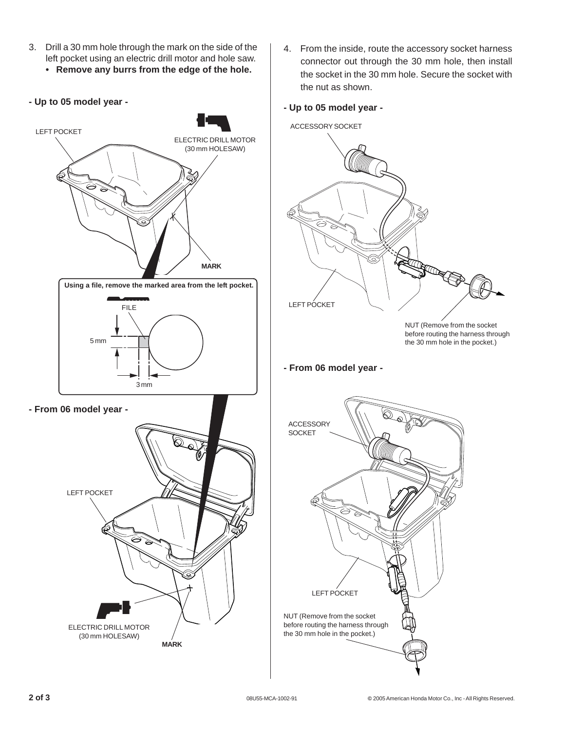3. Drill a 30 mm hole through the mark on the side of the left pocket using an electric drill motor and hole saw.
   - **Remove any burrs from the edge of the hole.**

**- Up to 05 model year -**

LEFT POCKET

ELECTRIC DRILL MOTOR (30 mm HOLESAW)

MARK

**Using a file, remove the marked area from the left pocket.**

FILE

5 mm

3 mm

**- From 06 model year -**

LEFT POCKET

ELECTRIC DRILL MOTOR (30 mm HOLESAW)

MARK

4. From the inside, route the accessory socket harness connector out through the 30 mm hole, then install the socket in the 30 mm hole. Secure the socket with the nut as shown.

**- Up to 05 model year -**

ACCESSORY SOCKET

LEFT POCKET

NUT (Remove from the socket before routing the harness through the 30 mm hole in the pocket.)

**- From 06 model year -**

ACCESSORY SOCKET

LEFT POCKET

NUT (Remove from the socket before routing the harness through the 30 mm hole in the pocket.)

08U55-MCA-1002-91

© 2005 American Honda Motor Co., Inc - All Rights Reserved.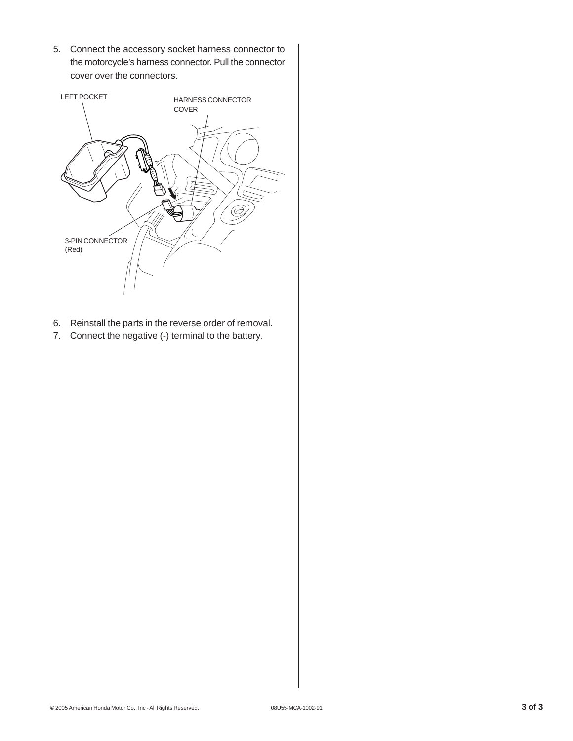5. Connect the accessory socket harness connector to the motorcycle's harness connector. Pull the connector cover over the connectors.

LEFT POCKET

HARNESS CONNECTOR COVER

3-PIN CONNECTOR (Red)

6. Reinstall the parts in the reverse order of removal.
7. Connect the negative (-) terminal to the battery.